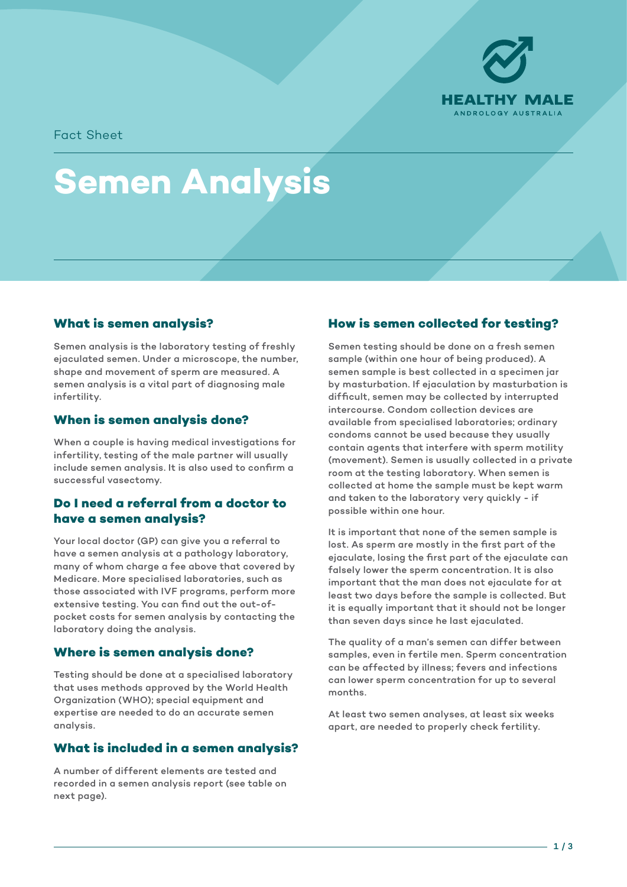HEALTHY MALE
ANDROLOGY AUSTRALIA

Fact Sheet

# Semen Analysis

## What is semen analysis?

Semen analysis is the laboratory testing of freshly ejaculated semen. Under a microscope, the number, shape and movement of sperm are measured. A semen analysis is a vital part of diagnosing male infertility.

## When is semen analysis done?

When a couple is having medical investigations for infertility, testing of the male partner will usually include semen analysis. It is also used to confirm a successful vasectomy.

## Do I need a referral from a doctor to have a semen analysis?

Your local doctor (GP) can give you a referral to have a semen analysis at a pathology laboratory, many of whom charge a fee above that covered by Medicare. More specialised laboratories, such as those associated with IVF programs, perform more extensive testing. You can find out the out-of-pocket costs for semen analysis by contacting the laboratory doing the analysis.

## Where is semen analysis done?

Testing should be done at a specialised laboratory that uses methods approved by the World Health Organization (WHO); special equipment and expertise are needed to do an accurate semen analysis.

## What is included in a semen analysis?

A number of different elements are tested and recorded in a semen analysis report (see table on next page).

## How is semen collected for testing?

Semen testing should be done on a fresh semen sample (within one hour of being produced). A semen sample is best collected in a specimen jar by masturbation. If ejaculation by masturbation is difficult, semen may be collected by interrupted intercourse. Condom collection devices are available from specialised laboratories; ordinary condoms cannot be used because they usually contain agents that interfere with sperm motility (movement). Semen is usually collected in a private room at the testing laboratory. When semen is collected at home the sample must be kept warm and taken to the laboratory very quickly - if possible within one hour.

It is important that none of the semen sample is lost. As sperm are mostly in the first part of the ejaculate, losing the first part of the ejaculate can falsely lower the sperm concentration. It is also important that the man does not ejaculate for at least two days before the sample is collected. But it is equally important that it should not be longer than seven days since he last ejaculated.

The quality of a man's semen can differ between samples, even in fertile men. Sperm concentration can be affected by illness; fevers and infections can lower sperm concentration for up to several months.

At least two semen analyses, at least six weeks apart, are needed to properly check fertility.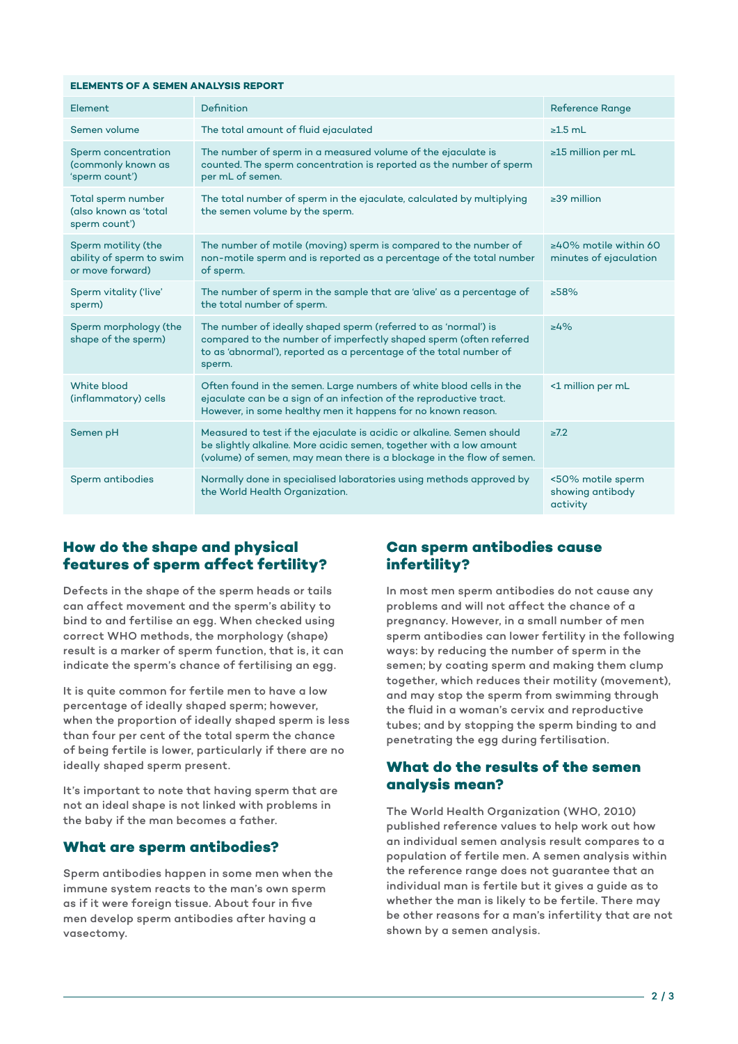**ELEMENTS OF A SEMEN ANALYSIS REPORT**

| Element | Definition | Reference Range |
|---|---|---|
| Semen volume | The total amount of fluid ejaculated | ≥1.5 mL |
| Sperm concentration (commonly known as 'sperm count') | The number of sperm in a measured volume of the ejaculate is counted. The sperm concentration is reported as the number of sperm per mL of semen. | ≥15 million per mL |
| Total sperm number (also known as 'total sperm count') | The total number of sperm in the ejaculate, calculated by multiplying the semen volume by the sperm. | ≥39 million |
| Sperm motility (the ability of sperm to swim or move forward) | The number of motile (moving) sperm is compared to the number of non-motile sperm and is reported as a percentage of the total number of sperm. | ≥40% motile within 60 minutes of ejaculation |
| Sperm vitality ('live' sperm) | The number of sperm in the sample that are 'alive' as a percentage of the total number of sperm. | ≥58% |
| Sperm morphology (the shape of the sperm) | The number of ideally shaped sperm (referred to as 'normal') is compared to the number of imperfectly shaped sperm (often referred to as 'abnormal'), reported as a percentage of the total number of sperm. | ≥4% |
| White blood (inflammatory) cells | Often found in the semen. Large numbers of white blood cells in the ejaculate can be a sign of an infection of the reproductive tract. However, in some healthy men it happens for no known reason. | <1 million per mL |
| Semen pH | Measured to test if the ejaculate is acidic or alkaline. Semen should be slightly alkaline. More acidic semen, together with a low amount (volume) of semen, may mean there is a blockage in the flow of semen. | ≥7.2 |
| Sperm antibodies | Normally done in specialised laboratories using methods approved by the World Health Organization. | <50% motile sperm showing antibody activity |

## How do the shape and physical features of sperm affect fertility?

Defects in the shape of the sperm heads or tails can affect movement and the sperm's ability to bind to and fertilise an egg. When checked using correct WHO methods, the morphology (shape) result is a marker of sperm function, that is, it can indicate the sperm's chance of fertilising an egg.

It is quite common for fertile men to have a low percentage of ideally shaped sperm; however, when the proportion of ideally shaped sperm is less than four per cent of the total sperm the chance of being fertile is lower, particularly if there are no ideally shaped sperm present.

It's important to note that having sperm that are not an ideal shape is not linked with problems in the baby if the man becomes a father.

## What are sperm antibodies?

Sperm antibodies happen in some men when the immune system reacts to the man's own sperm as if it were foreign tissue. About four in five men develop sperm antibodies after having a vasectomy.

## Can sperm antibodies cause infertility?

In most men sperm antibodies do not cause any problems and will not affect the chance of a pregnancy. However, in a small number of men sperm antibodies can lower fertility in the following ways: by reducing the number of sperm in the semen; by coating sperm and making them clump together, which reduces their motility (movement), and may stop the sperm from swimming through the fluid in a woman's cervix and reproductive tubes; and by stopping the sperm binding to and penetrating the egg during fertilisation.

## What do the results of the semen analysis mean?

The World Health Organization (WHO, 2010) published reference values to help work out how an individual semen analysis result compares to a population of fertile men. A semen analysis within the reference range does not guarantee that an individual man is fertile but it gives a guide as to whether the man is likely to be fertile. There may be other reasons for a man's infertility that are not shown by a semen analysis.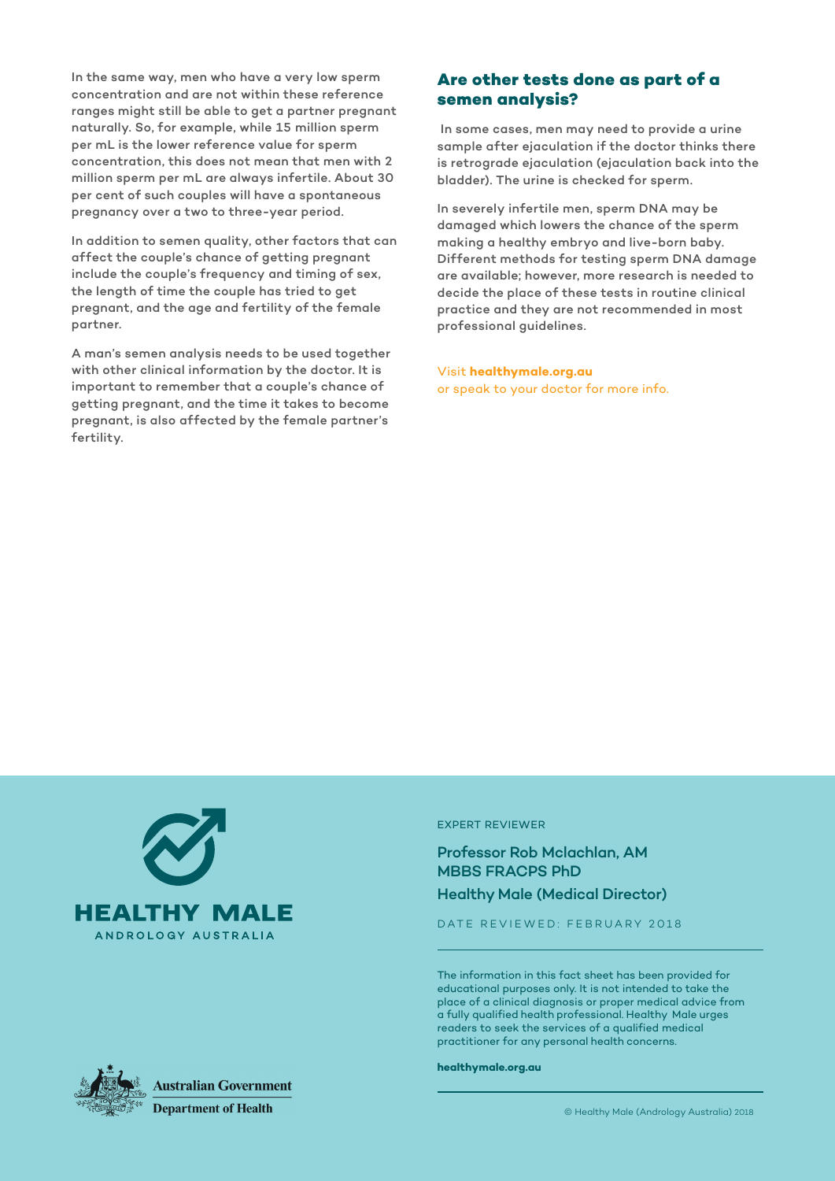In the same way, men who have a very low sperm concentration and are not within these reference ranges might still be able to get a partner pregnant naturally. So, for example, while 15 million sperm per mL is the lower reference value for sperm concentration, this does not mean that men with 2 million sperm per mL are always infertile. About 30 per cent of such couples will have a spontaneous pregnancy over a two to three-year period.

In addition to semen quality, other factors that can affect the couple's chance of getting pregnant include the couple's frequency and timing of sex, the length of time the couple has tried to get pregnant, and the age and fertility of the female partner.

A man's semen analysis needs to be used together with other clinical information by the doctor. It is important to remember that a couple's chance of getting pregnant, and the time it takes to become pregnant, is also affected by the female partner's fertility.

## Are other tests done as part of a semen analysis?

In some cases, men may need to provide a urine sample after ejaculation if the doctor thinks there is retrograde ejaculation (ejaculation back into the bladder). The urine is checked for sperm.

In severely infertile men, sperm DNA may be damaged which lowers the chance of the sperm making a healthy embryo and live-born baby. Different methods for testing sperm DNA damage are available; however, more research is needed to decide the place of these tests in routine clinical practice and they are not recommended in most professional guidelines.

Visit **healthymale.org.au**
or speak to your doctor for more info.

HEALTHY MALE
ANDROLOGY AUSTRALIA

Australian Government
Department of Health

EXPERT REVIEWER

**Professor Rob Mclachlan, AM MBBS FRACPS PhD**
**Healthy Male (Medical Director)**

DATE REVIEWED: FEBRUARY 2018

The information in this fact sheet has been provided for educational purposes only. It is not intended to take the place of a clinical diagnosis or proper medical advice from a fully qualified health professional. Healthy Male urges readers to seek the services of a qualified medical practitioner for any personal health concerns.

**healthymale.org.au**

© Healthy Male (Andrology Australia) 2018